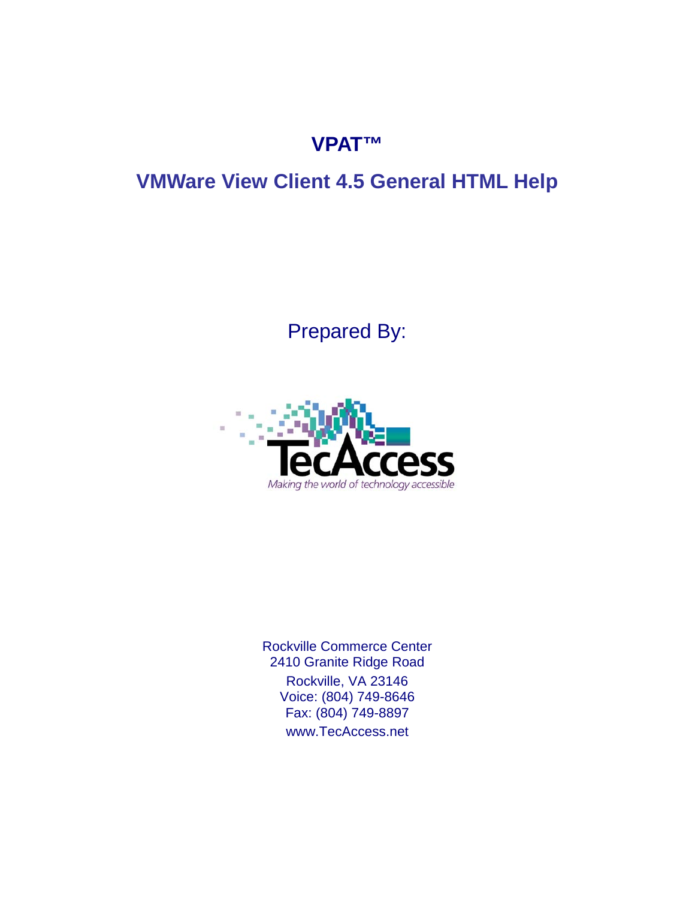# VPAT™

## VMWare View Client 4.5 General HTML Help

Prepared By:

TecAccess

*Making the world of technology accessible*

Rockville Commerce Center
2410 Granite Ridge Road
Rockville, VA 23146
Voice: (804) 749-8646
Fax: (804) 749-8897
www.TecAccess.net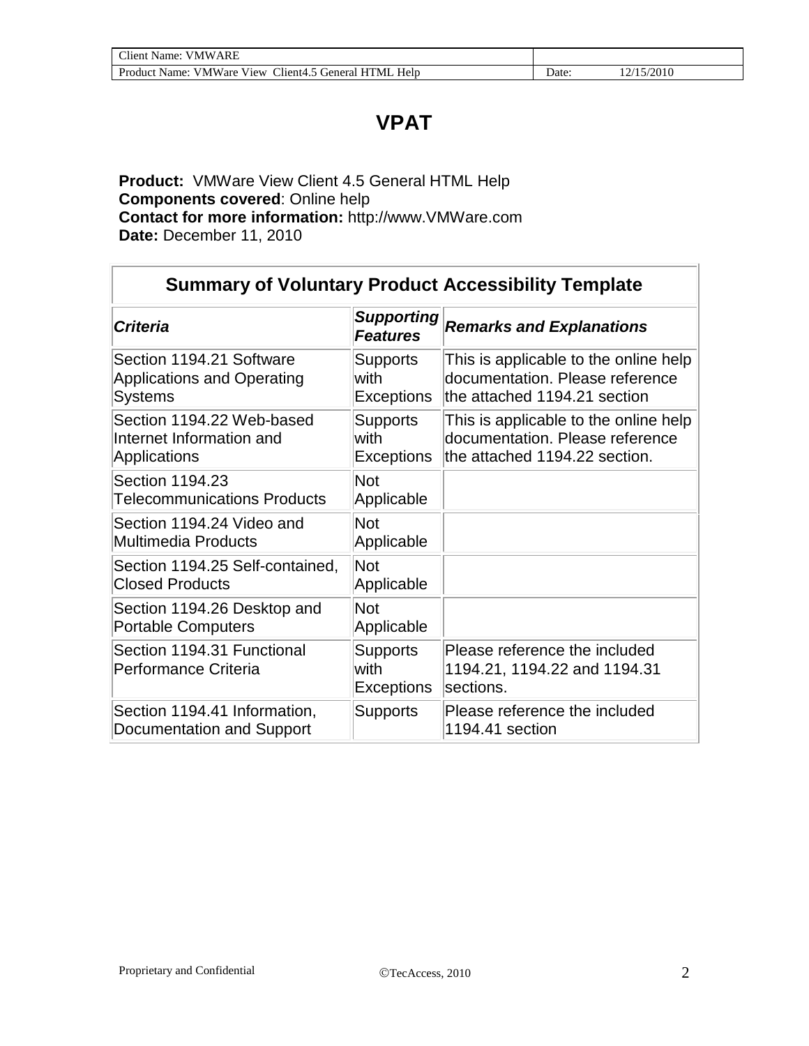# VPAT

**Product:** VMWare View Client 4.5 General HTML Help
**Components covered**: Online help
**Contact for more information:** http://www.VMWare.com
**Date:** December 11, 2010

| Summary of Voluntary Product Accessibility Template | | |
|---|---|---|
| ***Criteria*** | ***Supporting Features*** | ***Remarks and Explanations*** |
| Section 1194.21 Software Applications and Operating Systems | Supports with Exceptions | This is applicable to the online help documentation. Please reference the attached 1194.21 section |
| Section 1194.22 Web-based Internet Information and Applications | Supports with Exceptions | This is applicable to the online help documentation. Please reference the attached 1194.22 section. |
| Section 1194.23 Telecommunications Products | Not Applicable | |
| Section 1194.24 Video and Multimedia Products | Not Applicable | |
| Section 1194.25 Self-contained, Closed Products | Not Applicable | |
| Section 1194.26 Desktop and Portable Computers | Not Applicable | |
| Section 1194.31 Functional Performance Criteria | Supports with Exceptions | Please reference the included 1194.21, 1194.22 and 1194.31 sections. |
| Section 1194.41 Information, Documentation and Support | Supports | Please reference the included 1194.41 section |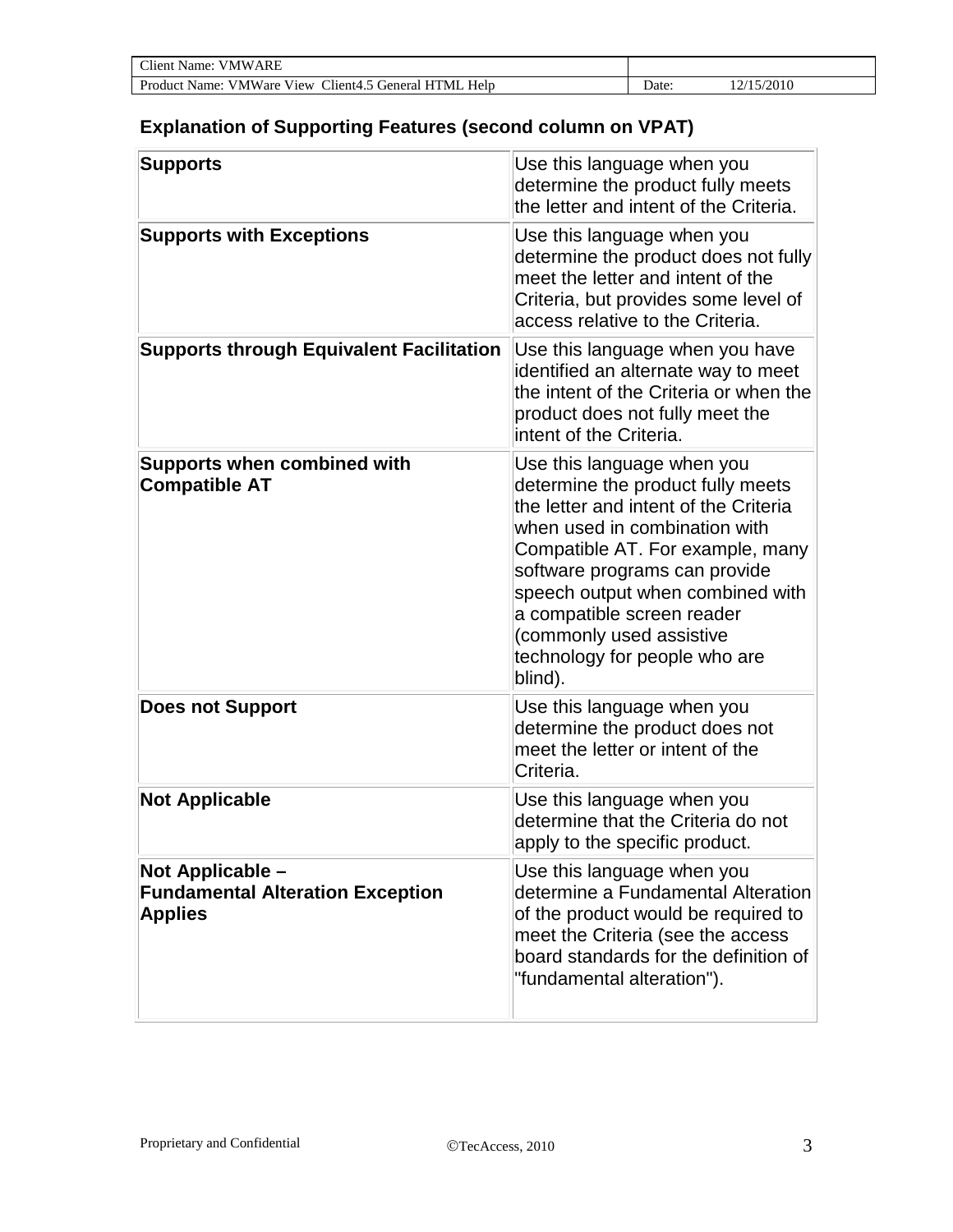## Explanation of Supporting Features (second column on VPAT)

| | |
|---|---|
| **Supports** | Use this language when you determine the product fully meets the letter and intent of the Criteria. |
| **Supports with Exceptions** | Use this language when you determine the product does not fully meet the letter and intent of the Criteria, but provides some level of access relative to the Criteria. |
| **Supports through Equivalent Facilitation** | Use this language when you have identified an alternate way to meet the intent of the Criteria or when the product does not fully meet the intent of the Criteria. |
| **Supports when combined with Compatible AT** | Use this language when you determine the product fully meets the letter and intent of the Criteria when used in combination with Compatible AT. For example, many software programs can provide speech output when combined with a compatible screen reader (commonly used assistive technology for people who are blind). |
| **Does not Support** | Use this language when you determine the product does not meet the letter or intent of the Criteria. |
| **Not Applicable** | Use this language when you determine that the Criteria do not apply to the specific product. |
| **Not Applicable – Fundamental Alteration Exception Applies** | Use this language when you determine a Fundamental Alteration of the product would be required to meet the Criteria (see the access board standards for the definition of "fundamental alteration"). |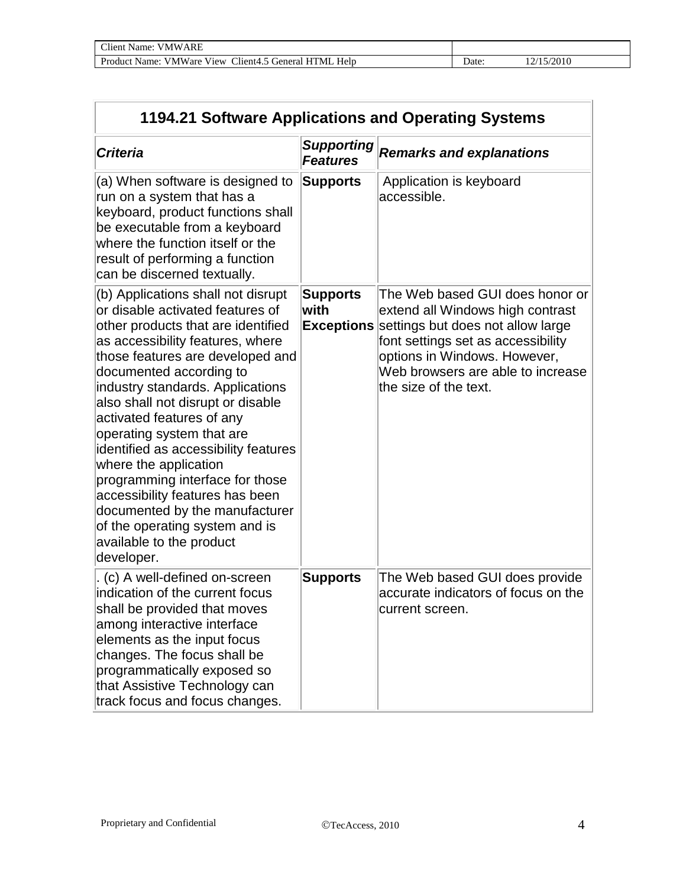| Client Name: VMWARE | |
| --- | --- |
| Product Name: VMWare View Client4.5 General HTML Help | Date: 12/15/2010 |

## 1194.21 Software Applications and Operating Systems

| *Criteria* | *Supporting Features* | *Remarks and explanations* |
| --- | --- | --- |
| (a) When software is designed to run on a system that has a keyboard, product functions shall be executable from a keyboard where the function itself or the result of performing a function can be discerned textually. | **Supports** | Application is keyboard accessible. |
| (b) Applications shall not disrupt or disable activated features of other products that are identified as accessibility features, where those features are developed and documented according to industry standards. Applications also shall not disrupt or disable activated features of any operating system that are identified as accessibility features where the application programming interface for those accessibility features has been documented by the manufacturer of the operating system and is available to the product developer. | **Supports with Exceptions** | The Web based GUI does honor or extend all Windows high contrast settings but does not allow large font settings set as accessibility options in Windows. However, Web browsers are able to increase the size of the text. |
| . (c) A well-defined on-screen indication of the current focus shall be provided that moves among interactive interface elements as the input focus changes. The focus shall be programmatically exposed so that Assistive Technology can track focus and focus changes. | **Supports** | The Web based GUI does provide accurate indicators of focus on the current screen. |

Proprietary and Confidential ©TecAccess, 2010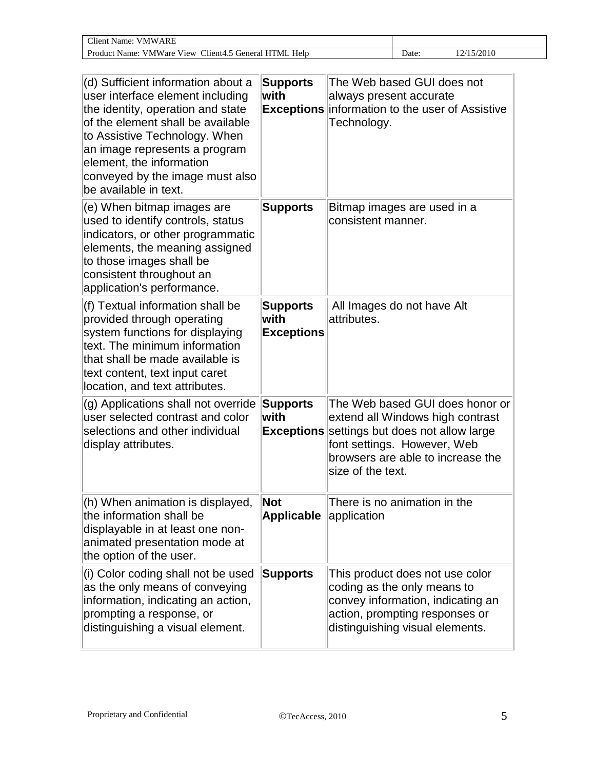| (d) Sufficient information about a user interface element including the identity, operation and state of the element shall be available to Assistive Technology. When an image represents a program element, the information conveyed by the image must also be available in text. | **Supports with Exceptions** | The Web based GUI does not always present accurate information to the user of Assistive Technology. |
|---|---|---|
| (e) When bitmap images are used to identify controls, status indicators, or other programmatic elements, the meaning assigned to those images shall be consistent throughout an application's performance. | **Supports** | Bitmap images are used in a consistent manner. |
| (f) Textual information shall be provided through operating system functions for displaying text. The minimum information that shall be made available is text content, text input caret location, and text attributes. | **Supports with Exceptions** | All Images do not have Alt attributes. |
| (g) Applications shall not override user selected contrast and color selections and other individual display attributes. | **Supports with Exceptions** | The Web based GUI does honor or extend all Windows high contrast settings but does not allow large font settings. However, Web browsers are able to increase the size of the text. |
| (h) When animation is displayed, the information shall be displayable in at least one non-animated presentation mode at the option of the user. | **Not Applicable** | There is no animation in the application |
| (i) Color coding shall not be used as the only means of conveying information, indicating an action, prompting a response, or distinguishing a visual element. | **Supports** | This product does not use color coding as the only means to convey information, indicating an action, prompting responses or distinguishing visual elements. |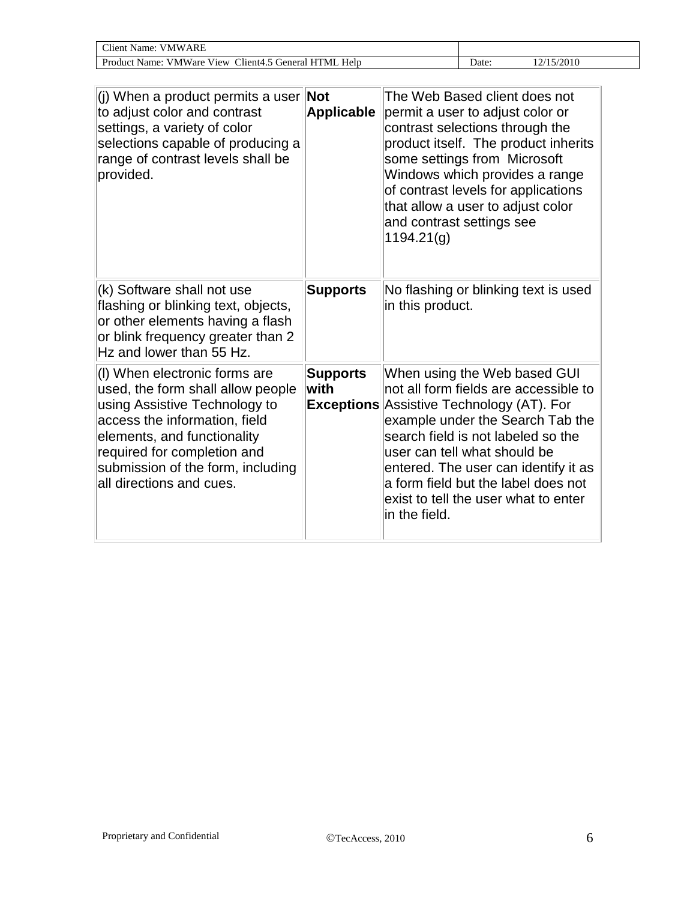| | | |
|---|---|---|
| (j) When a product permits a user to adjust color and contrast settings, a variety of color selections capable of producing a range of contrast levels shall be provided. | **Not Applicable** | The Web Based client does not permit a user to adjust color or contrast selections through the product itself. The product inherits some settings from Microsoft Windows which provides a range of contrast levels for applications that allow a user to adjust color and contrast settings see 1194.21(g) |
| (k) Software shall not use flashing or blinking text, objects, or other elements having a flash or blink frequency greater than 2 Hz and lower than 55 Hz. | **Supports** | No flashing or blinking text is used in this product. |
| (l) When electronic forms are used, the form shall allow people using Assistive Technology to access the information, field elements, and functionality required for completion and submission of the form, including all directions and cues. | **Supports with Exceptions** | When using the Web based GUI not all form fields are accessible to Assistive Technology (AT). For example under the Search Tab the search field is not labeled so the user can tell what should be entered. The user can identify it as a form field but the label does not exist to tell the user what to enter in the field. |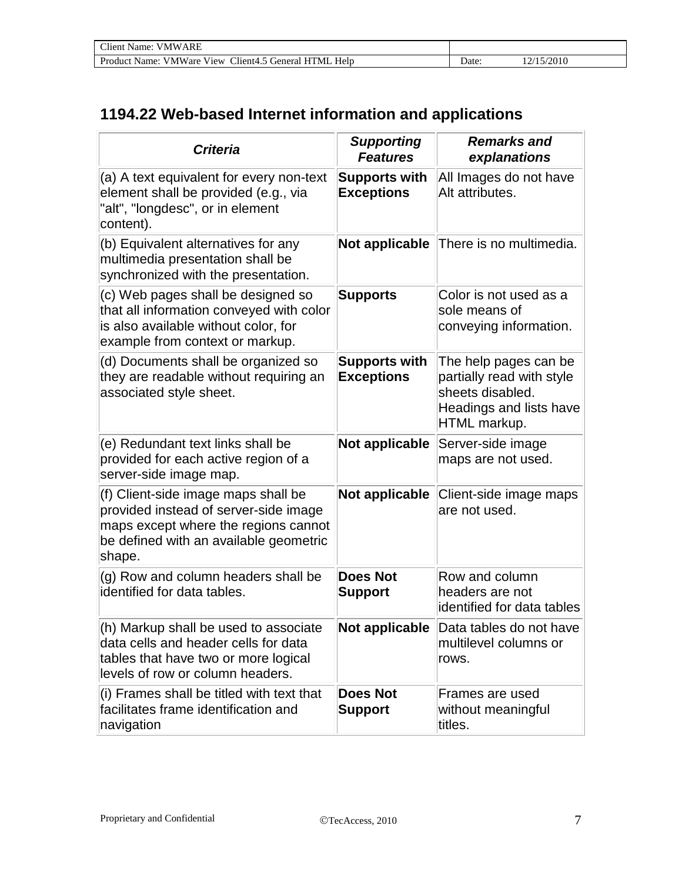## 1194.22 Web-based Internet information and applications

| ***Criteria*** | ***Supporting Features*** | ***Remarks and explanations*** |
|---|---|---|
| (a) A text equivalent for every non-text element shall be provided (e.g., via "alt", "longdesc", or in element content). | **Supports with Exceptions** | All Images do not have Alt attributes. |
| (b) Equivalent alternatives for any multimedia presentation shall be synchronized with the presentation. | **Not applicable** | There is no multimedia. |
| (c) Web pages shall be designed so that all information conveyed with color is also available without color, for example from context or markup. | **Supports** | Color is not used as a sole means of conveying information. |
| (d) Documents shall be organized so they are readable without requiring an associated style sheet. | **Supports with Exceptions** | The help pages can be partially read with style sheets disabled. Headings and lists have HTML markup. |
| (e) Redundant text links shall be provided for each active region of a server-side image map. | **Not applicable** | Server-side image maps are not used. |
| (f) Client-side image maps shall be provided instead of server-side image maps except where the regions cannot be defined with an available geometric shape. | **Not applicable** | Client-side image maps are not used. |
| (g) Row and column headers shall be identified for data tables. | **Does Not Support** | Row and column headers are not identified for data tables |
| (h) Markup shall be used to associate data cells and header cells for data tables that have two or more logical levels of row or column headers. | **Not applicable** | Data tables do not have multilevel columns or rows. |
| (i) Frames shall be titled with text that facilitates frame identification and navigation | **Does Not Support** | Frames are used without meaningful titles. |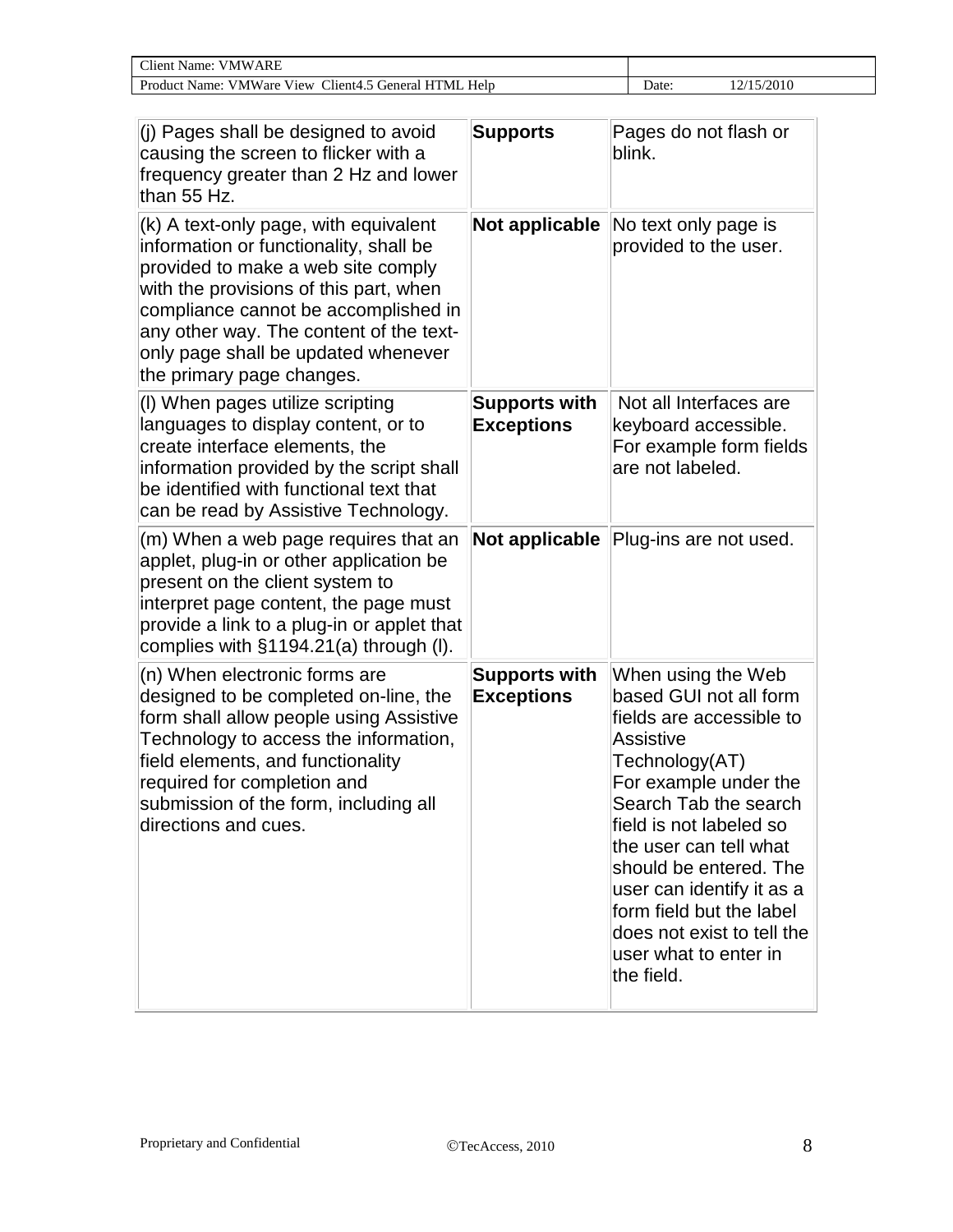| (j) Pages shall be designed to avoid causing the screen to flicker with a frequency greater than 2 Hz and lower than 55 Hz. | **Supports** | Pages do not flash or blink. |
|---|---|---|
| (k) A text-only page, with equivalent information or functionality, shall be provided to make a web site comply with the provisions of this part, when compliance cannot be accomplished in any other way. The content of the text-only page shall be updated whenever the primary page changes. | **Not applicable** | No text only page is provided to the user. |
| (l) When pages utilize scripting languages to display content, or to create interface elements, the information provided by the script shall be identified with functional text that can be read by Assistive Technology. | **Supports with Exceptions** | Not all Interfaces are keyboard accessible. For example form fields are not labeled. |
| (m) When a web page requires that an applet, plug-in or other application be present on the client system to interpret page content, the page must provide a link to a plug-in or applet that complies with §1194.21(a) through (l). | **Not applicable** | Plug-ins are not used. |
| (n) When electronic forms are designed to be completed on-line, the form shall allow people using Assistive Technology to access the information, field elements, and functionality required for completion and submission of the form, including all directions and cues. | **Supports with Exceptions** | When using the Web based GUI not all form fields are accessible to Assistive Technology(AT) For example under the Search Tab the search field is not labeled so the user can tell what should be entered. The user can identify it as a form field but the label does not exist to tell the user what to enter in the field. |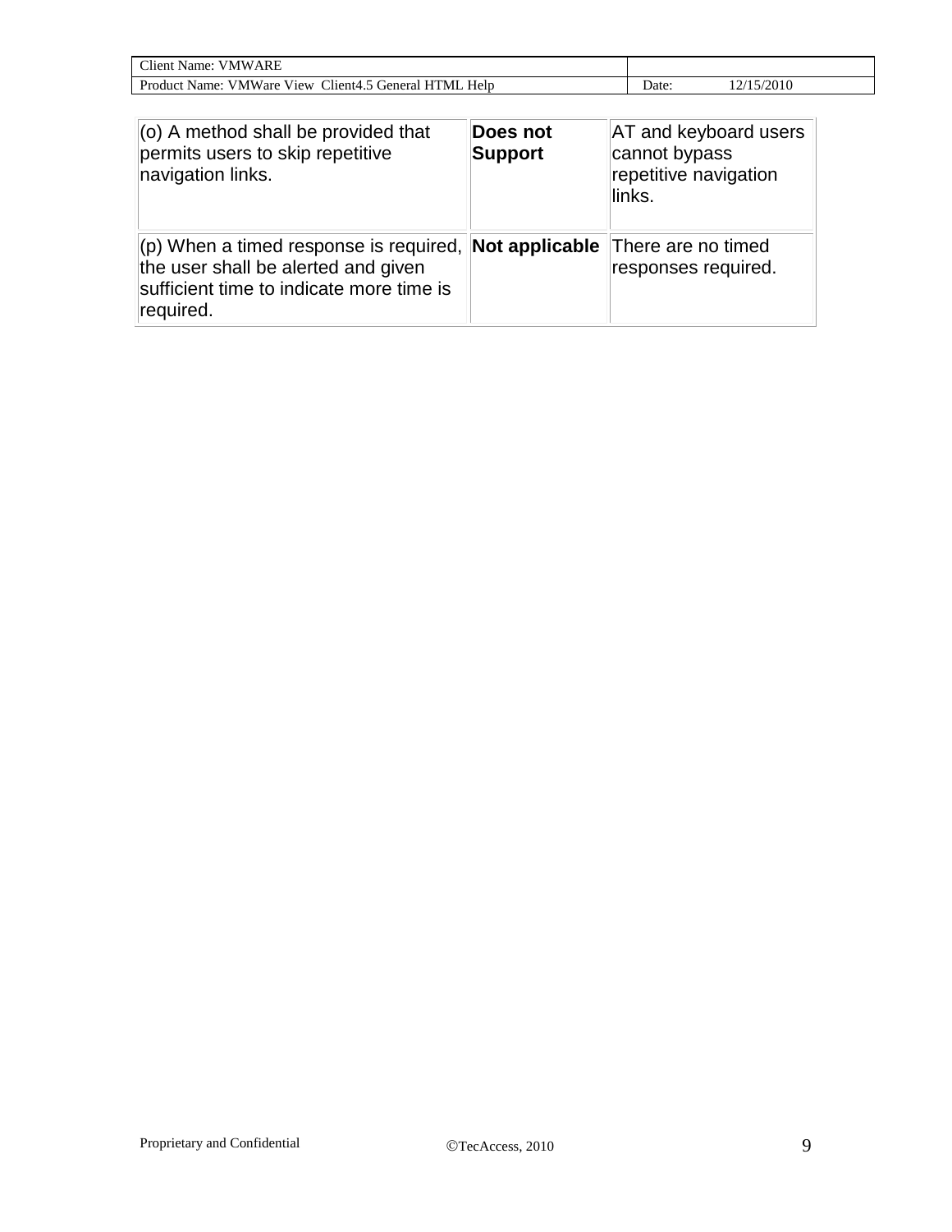| (o) A method shall be provided that permits users to skip repetitive navigation links. | **Does not Support** | AT and keyboard users cannot bypass repetitive navigation links. |
|---|---|---|
| (p) When a timed response is required, the user shall be alerted and given sufficient time to indicate more time is required. | **Not applicable** | There are no timed responses required. |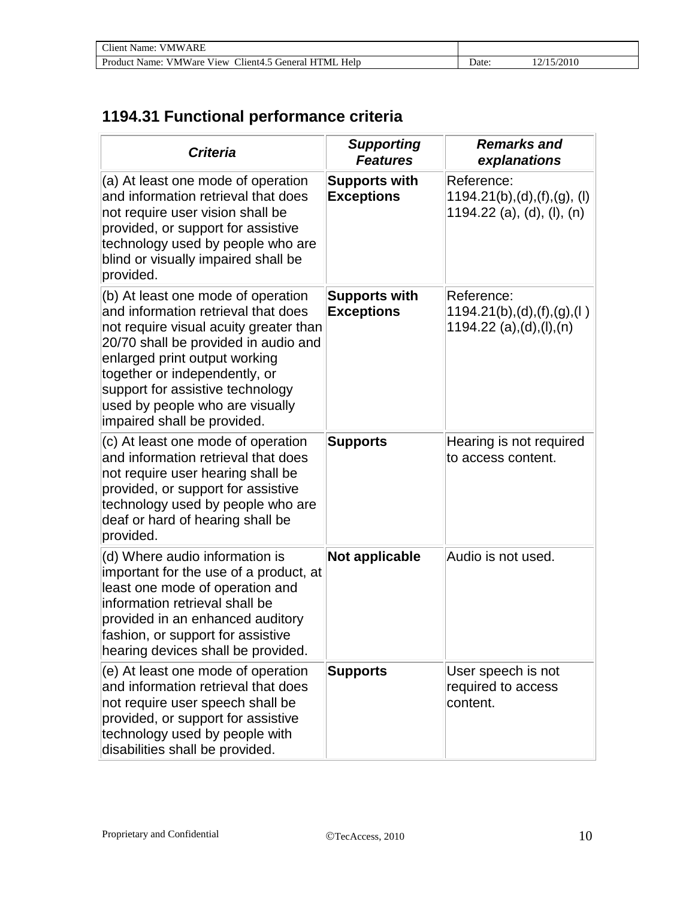## 1194.31 Functional performance criteria

| *Criteria* | *Supporting Features* | *Remarks and explanations* |
|---|---|---|
| (a) At least one mode of operation and information retrieval that does not require user vision shall be provided, or support for assistive technology used by people who are blind or visually impaired shall be provided. | **Supports with Exceptions** | Reference: 1194.21(b),(d),(f),(g), (l) 1194.22 (a), (d), (l), (n) |
| (b) At least one mode of operation and information retrieval that does not require visual acuity greater than 20/70 shall be provided in audio and enlarged print output working together or independently, or support for assistive technology used by people who are visually impaired shall be provided. | **Supports with Exceptions** | Reference: 1194.21(b),(d),(f),(g),(l ) 1194.22 (a),(d),(l),(n) |
| (c) At least one mode of operation and information retrieval that does not require user hearing shall be provided, or support for assistive technology used by people who are deaf or hard of hearing shall be provided. | **Supports** | Hearing is not required to access content. |
| (d) Where audio information is important for the use of a product, at least one mode of operation and information retrieval shall be provided in an enhanced auditory fashion, or support for assistive hearing devices shall be provided. | **Not applicable** | Audio is not used. |
| (e) At least one mode of operation and information retrieval that does not require user speech shall be provided, or support for assistive technology used by people with disabilities shall be provided. | **Supports** | User speech is not required to access content. |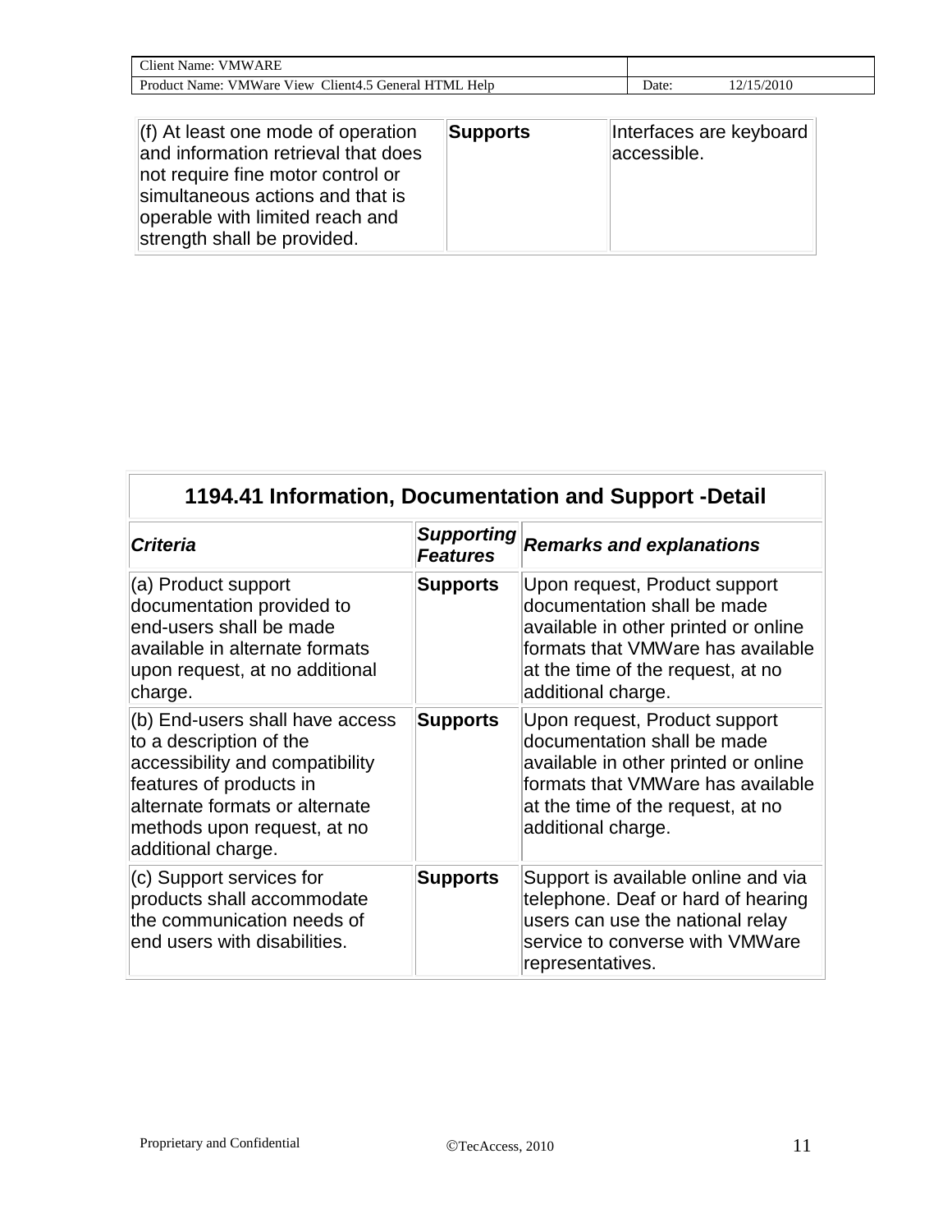| | | |
|---|---|---|
| (f) At least one mode of operation and information retrieval that does not require fine motor control or simultaneous actions and that is operable with limited reach and strength shall be provided. | **Supports** | Interfaces are keyboard accessible. |

| 1194.41 Information, Documentation and Support -Detail | | |
|---|---|---|
| ***Criteria*** | ***Supporting Features*** | ***Remarks and explanations*** |
| (a) Product support documentation provided to end-users shall be made available in alternate formats upon request, at no additional charge. | **Supports** | Upon request, Product support documentation shall be made available in other printed or online formats that VMWare has available at the time of the request, at no additional charge. |
| (b) End-users shall have access to a description of the accessibility and compatibility features of products in alternate formats or alternate methods upon request, at no additional charge. | **Supports** | Upon request, Product support documentation shall be made available in other printed or online formats that VMWare has available at the time of the request, at no additional charge. |
| (c) Support services for products shall accommodate the communication needs of end users with disabilities. | **Supports** | Support is available online and via telephone. Deaf or hard of hearing users can use the national relay service to converse with VMWare representatives. |